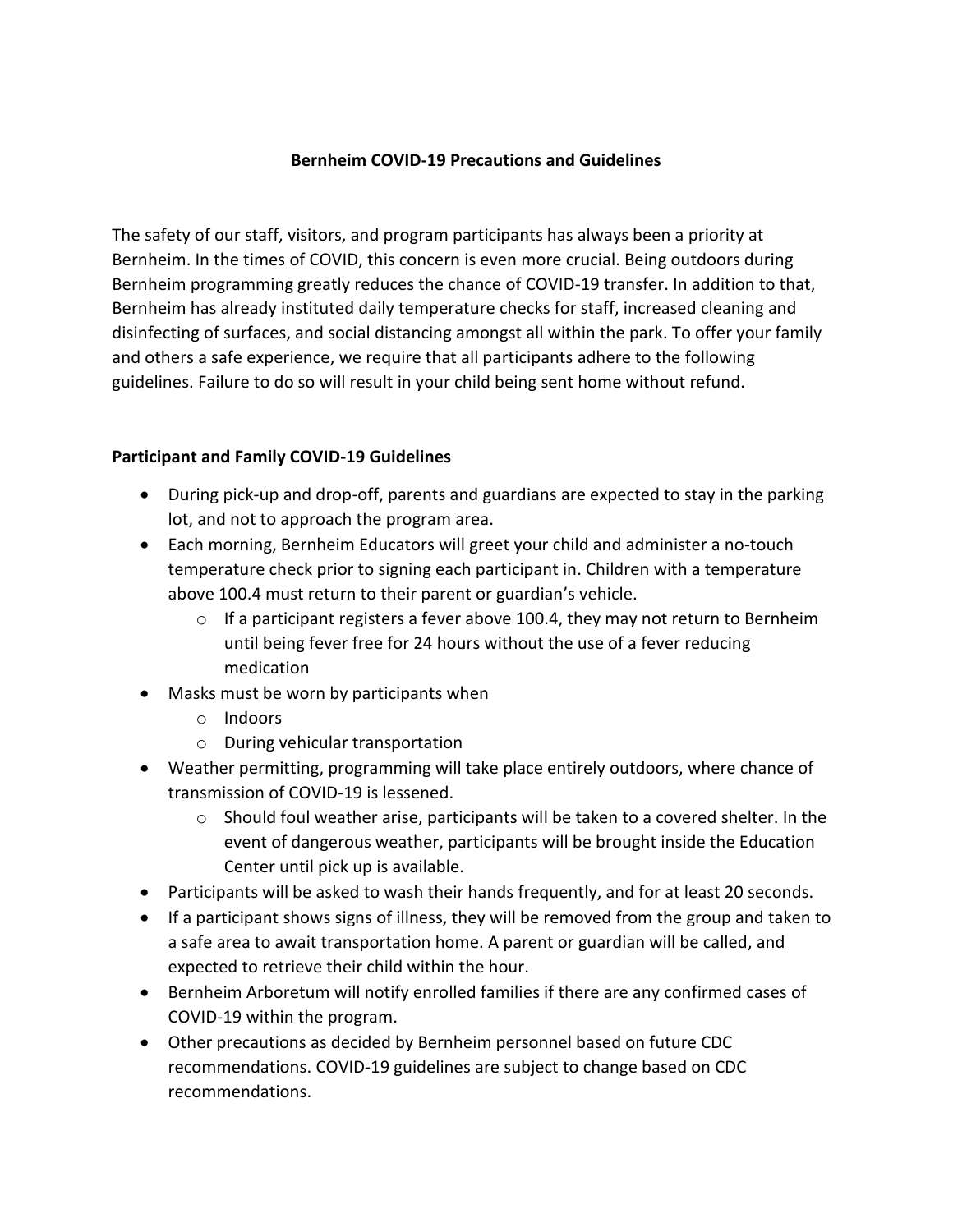# Bernheim COVID-19 Precautions and Guidelines

The safety of our staff, visitors, and program participants has always been a priority at Bernheim. In the times of COVID, this concern is even more crucial. Being outdoors during Bernheim programming greatly reduces the chance of COVID-19 transfer. In addition to that, Bernheim has already instituted daily temperature checks for staff, increased cleaning and disinfecting of surfaces, and social distancing amongst all within the park. To offer your family and others a safe experience, we require that all participants adhere to the following guidelines. Failure to do so will result in your child being sent home without refund.

## Participant and Family COVID-19 Guidelines

- During pick-up and drop-off, parents and guardians are expected to stay in the parking lot, and not to approach the program area.
- Each morning, Bernheim Educators will greet your child and administer a no-touch temperature check prior to signing each participant in. Children with a temperature above 100.4 must return to their parent or guardian's vehicle.
  - If a participant registers a fever above 100.4, they may not return to Bernheim until being fever free for 24 hours without the use of a fever reducing medication
- Masks must be worn by participants when
  - Indoors
  - During vehicular transportation
- Weather permitting, programming will take place entirely outdoors, where chance of transmission of COVID-19 is lessened.
  - Should foul weather arise, participants will be taken to a covered shelter. In the event of dangerous weather, participants will be brought inside the Education Center until pick up is available.
- Participants will be asked to wash their hands frequently, and for at least 20 seconds.
- If a participant shows signs of illness, they will be removed from the group and taken to a safe area to await transportation home. A parent or guardian will be called, and expected to retrieve their child within the hour.
- Bernheim Arboretum will notify enrolled families if there are any confirmed cases of COVID-19 within the program.
- Other precautions as decided by Bernheim personnel based on future CDC recommendations. COVID-19 guidelines are subject to change based on CDC recommendations.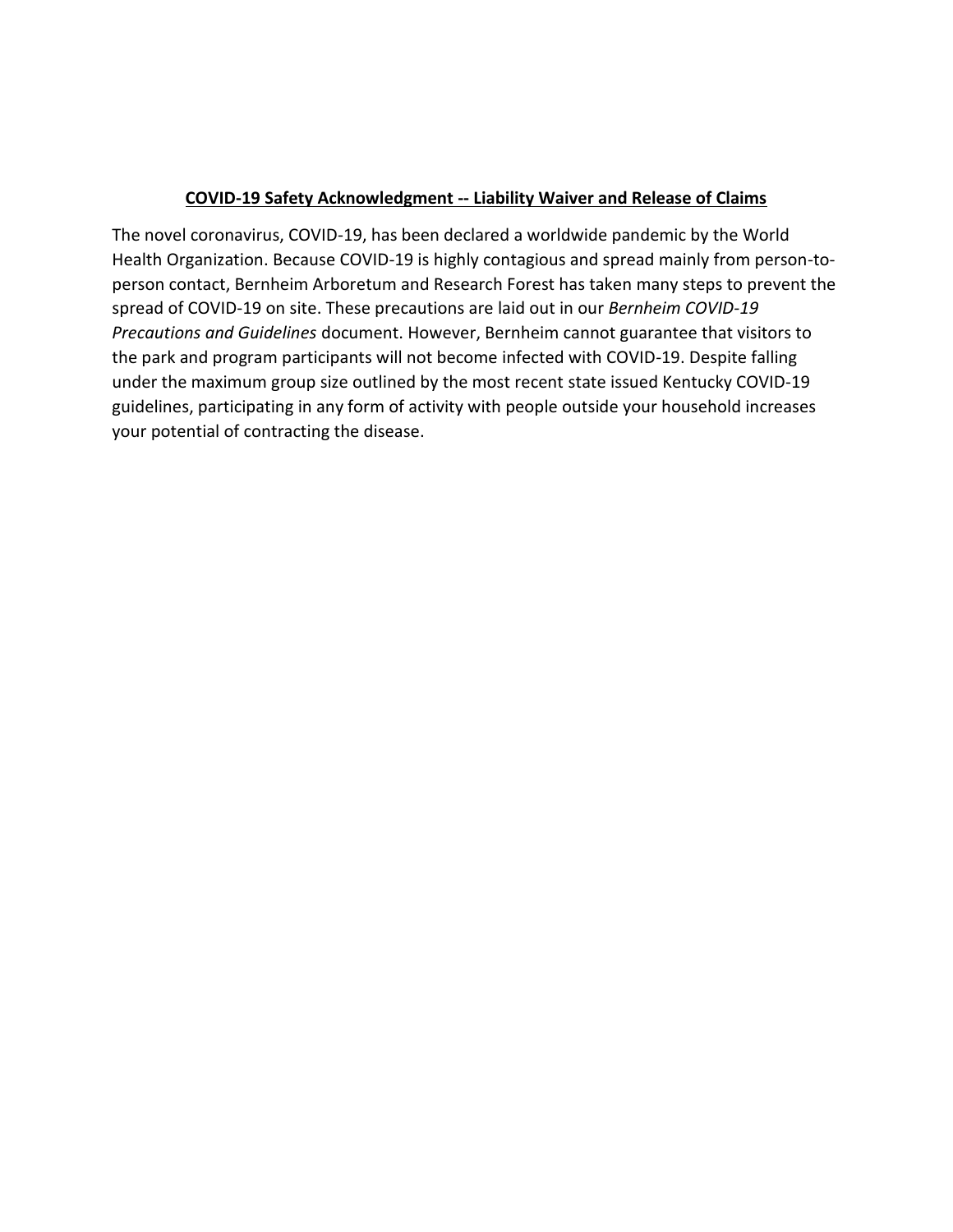**COVID-19 Safety Acknowledgment -- Liability Waiver and Release of Claims**

The novel coronavirus, COVID-19, has been declared a worldwide pandemic by the World Health Organization. Because COVID-19 is highly contagious and spread mainly from person-to-person contact, Bernheim Arboretum and Research Forest has taken many steps to prevent the spread of COVID-19 on site. These precautions are laid out in our *Bernheim COVID-19 Precautions and Guidelines* document. However, Bernheim cannot guarantee that visitors to the park and program participants will not become infected with COVID-19. Despite falling under the maximum group size outlined by the most recent state issued Kentucky COVID-19 guidelines, participating in any form of activity with people outside your household increases your potential of contracting the disease.